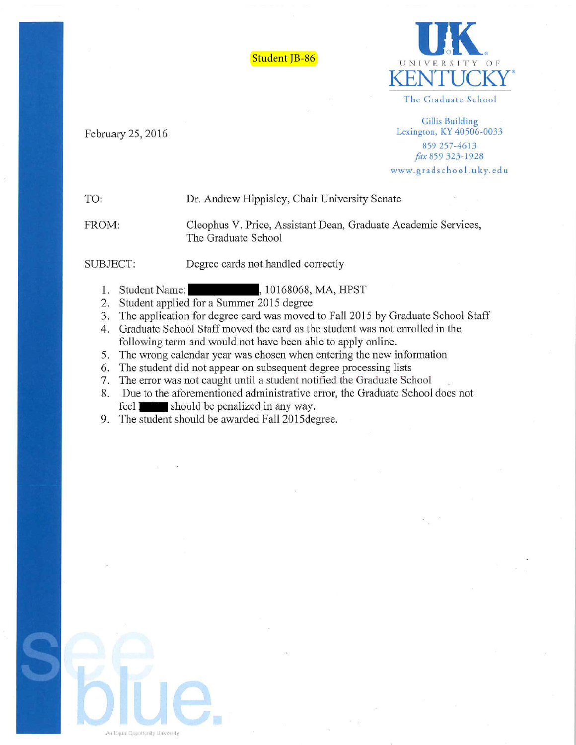Student JB-86

UNIVERSITY OF KENTUCKY

The Graduate School

Gillis Building
Lexington, KY 40506-0033
859 257-4613
*fax* 859 323-1928
www.gradschool.uky.edu

February 25, 2016

TO: Dr. Andrew Hippisley, Chair University Senate

FROM: Cleophus V. Price, Assistant Dean, Graduate Academic Services, The Graduate School

SUBJECT: Degree cards not handled correctly

1. Student Name: ██████████, 10168068, MA, HPST
2. Student applied for a Summer 2015 degree
3. The application for degree card was moved to Fall 2015 by Graduate School Staff
4. Graduate School Staff moved the card as the student was not enrolled in the following term and would not have been able to apply online.
5. The wrong calendar year was chosen when entering the new information
6. The student did not appear on subsequent degree processing lists
7. The error was not caught until a student notified the Graduate School
8. Due to the aforementioned administrative error, the Graduate School does not feel ██████ should be penalized in any way.
9. The student should be awarded Fall 2015degree.

see blue.

An Equal Opportunity University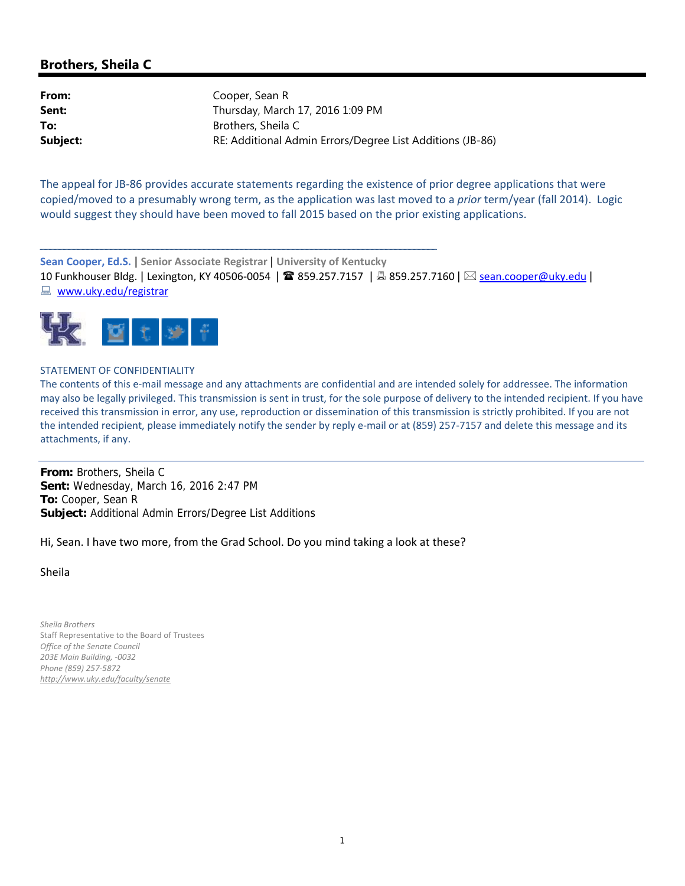## Brothers, Sheila C

| | |
|---|---|
| **From:** | Cooper, Sean R |
| **Sent:** | Thursday, March 17, 2016 1:09 PM |
| **To:** | Brothers, Sheila C |
| **Subject:** | RE: Additional Admin Errors/Degree List Additions (JB-86) |

The appeal for JB-86 provides accurate statements regarding the existence of prior degree applications that were copied/moved to a presumably wrong term, as the application was last moved to a *prior* term/year (fall 2014). Logic would suggest they should have been moved to fall 2015 based on the prior existing applications.

---

**Sean Cooper, Ed.S.** | **Senior Associate Registrar** | **University of Kentucky**
10 Funkhouser Bldg. | Lexington, KY 40506-0054 | ☎ 859.257.7157 | 🖷 859.257.7160 | ✉ sean.cooper@uky.edu |
www.uky.edu/registrar

STATEMENT OF CONFIDENTIALITY
The contents of this e-mail message and any attachments are confidential and are intended solely for addressee. The information may also be legally privileged. This transmission is sent in trust, for the sole purpose of delivery to the intended recipient. If you have received this transmission in error, any use, reproduction or dissemination of this transmission is strictly prohibited. If you are not the intended recipient, please immediately notify the sender by reply e-mail or at (859) 257-7157 and delete this message and its attachments, if any.

---

**From:** Brothers, Sheila C
**Sent:** Wednesday, March 16, 2016 2:47 PM
**To:** Cooper, Sean R
**Subject:** Additional Admin Errors/Degree List Additions

Hi, Sean. I have two more, from the Grad School. Do you mind taking a look at these?

Sheila

*Sheila Brothers*
Staff Representative to the Board of Trustees
*Office of the Senate Council*
*203E Main Building, -0032*
*Phone (859) 257-5872*
*http://www.uky.edu/faculty/senate*